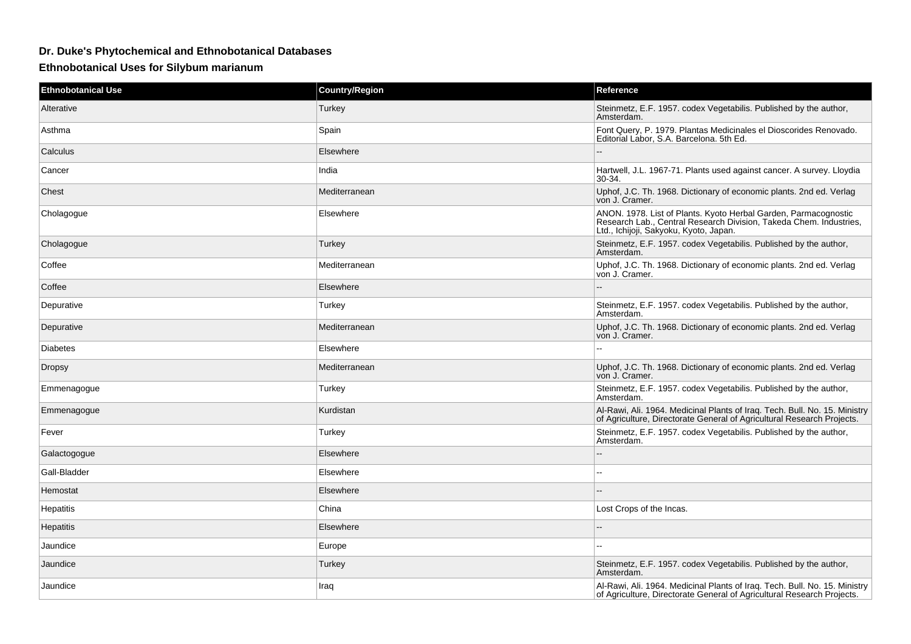## Dr. Duke's Phytochemical and Ethnobotanical Databases

### Ethnobotanical Uses for Silybum marianum

| Ethnobotanical Use | Country/Region | Reference |
|---|---|---|
| Alterative | Turkey | Steinmetz, E.F. 1957. codex Vegetabilis. Published by the author, Amsterdam. |
| Asthma | Spain | Font Query, P. 1979. Plantas Medicinales el Dioscorides Renovado. Editorial Labor, S.A. Barcelona. 5th Ed. |
| Calculus | Elsewhere | -- |
| Cancer | India | Hartwell, J.L. 1967-71. Plants used against cancer. A survey. Lloydia 30-34. |
| Chest | Mediterranean | Uphof, J.C. Th. 1968. Dictionary of economic plants. 2nd ed. Verlag von J. Cramer. |
| Cholagogue | Elsewhere | ANON. 1978. List of Plants. Kyoto Herbal Garden, Parmacognostic Research Lab., Central Research Division, Takeda Chem. Industries, Ltd., Ichijoji, Sakyoku, Kyoto, Japan. |
| Cholagogue | Turkey | Steinmetz, E.F. 1957. codex Vegetabilis. Published by the author, Amsterdam. |
| Coffee | Mediterranean | Uphof, J.C. Th. 1968. Dictionary of economic plants. 2nd ed. Verlag von J. Cramer. |
| Coffee | Elsewhere | -- |
| Depurative | Turkey | Steinmetz, E.F. 1957. codex Vegetabilis. Published by the author, Amsterdam. |
| Depurative | Mediterranean | Uphof, J.C. Th. 1968. Dictionary of economic plants. 2nd ed. Verlag von J. Cramer. |
| Diabetes | Elsewhere | -- |
| Dropsy | Mediterranean | Uphof, J.C. Th. 1968. Dictionary of economic plants. 2nd ed. Verlag von J. Cramer. |
| Emmenagogue | Turkey | Steinmetz, E.F. 1957. codex Vegetabilis. Published by the author, Amsterdam. |
| Emmenagogue | Kurdistan | Al-Rawi, Ali. 1964. Medicinal Plants of Iraq. Tech. Bull. No. 15. Ministry of Agriculture, Directorate General of Agricultural Research Projects. |
| Fever | Turkey | Steinmetz, E.F. 1957. codex Vegetabilis. Published by the author, Amsterdam. |
| Galactogogue | Elsewhere | -- |
| Gall-Bladder | Elsewhere | -- |
| Hemostat | Elsewhere | -- |
| Hepatitis | China | Lost Crops of the Incas. |
| Hepatitis | Elsewhere | -- |
| Jaundice | Europe | -- |
| Jaundice | Turkey | Steinmetz, E.F. 1957. codex Vegetabilis. Published by the author, Amsterdam. |
| Jaundice | Iraq | Al-Rawi, Ali. 1964. Medicinal Plants of Iraq. Tech. Bull. No. 15. Ministry of Agriculture, Directorate General of Agricultural Research Projects. |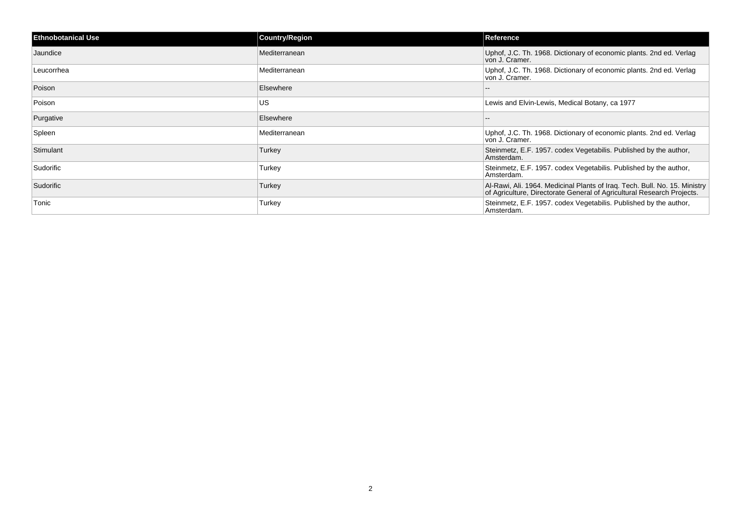| Ethnobotanical Use | Country/Region | Reference |
| --- | --- | --- |
| Jaundice | Mediterranean | Uphof, J.C. Th. 1968. Dictionary of economic plants. 2nd ed. Verlag von J. Cramer. |
| Leucorrhea | Mediterranean | Uphof, J.C. Th. 1968. Dictionary of economic plants. 2nd ed. Verlag von J. Cramer. |
| Poison | Elsewhere | -- |
| Poison | US | Lewis and Elvin-Lewis, Medical Botany, ca 1977 |
| Purgative | Elsewhere | -- |
| Spleen | Mediterranean | Uphof, J.C. Th. 1968. Dictionary of economic plants. 2nd ed. Verlag von J. Cramer. |
| Stimulant | Turkey | Steinmetz, E.F. 1957. codex Vegetabilis. Published by the author, Amsterdam. |
| Sudorific | Turkey | Steinmetz, E.F. 1957. codex Vegetabilis. Published by the author, Amsterdam. |
| Sudorific | Turkey | Al-Rawi, Ali. 1964. Medicinal Plants of Iraq. Tech. Bull. No. 15. Ministry of Agriculture, Directorate General of Agricultural Research Projects. |
| Tonic | Turkey | Steinmetz, E.F. 1957. codex Vegetabilis. Published by the author, Amsterdam. |